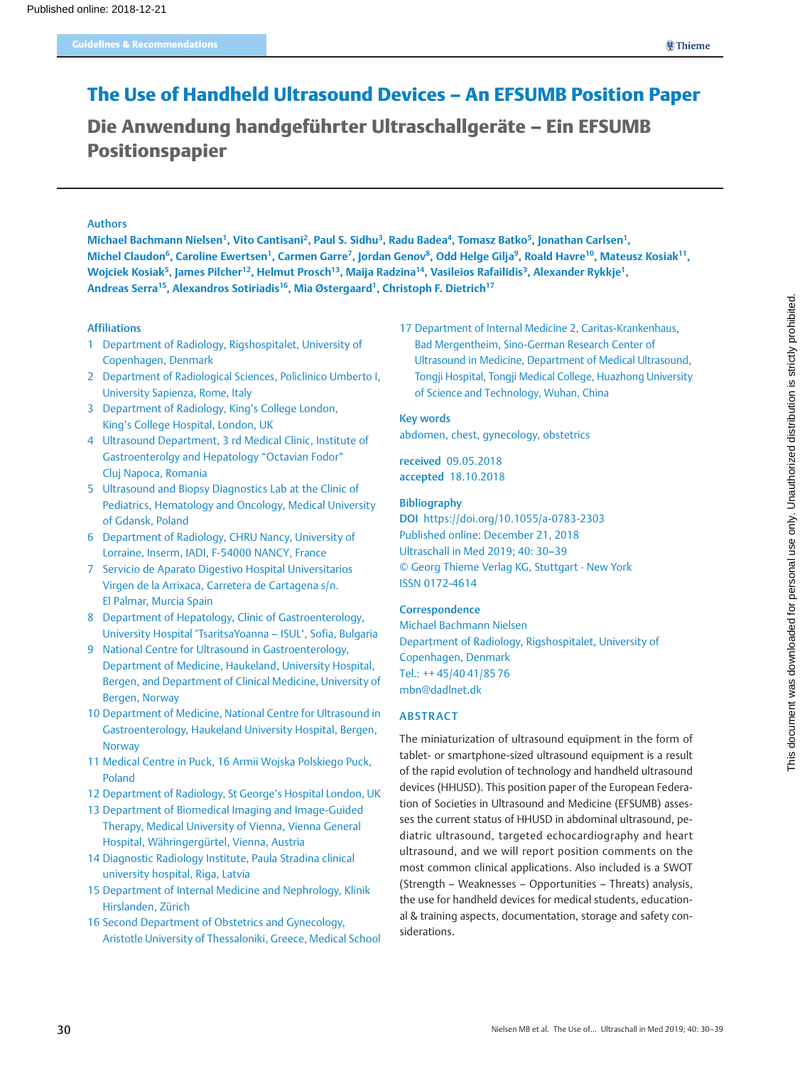Guidelines & Recommendations

# The Use of Handheld Ultrasound Devices – An EFSUMB Position Paper

## Die Anwendung handgeführter Ultraschallgeräte – Ein EFSUMB Positionspapier

### Authors

**Michael Bachmann Nielsen[1], Vito Cantisani[2], Paul S. Sidhu[3], Radu Badea[4], Tomasz Batko[5], Jonathan Carlsen[1], Michel Claudon[6], Caroline Ewertsen[1], Carmen Garre[7], Jordan Genov[8], Odd Helge Gilja[9], Roald Havre[10], Mateusz Kosiak[11], Wojciek Kosiak[5], James Pilcher[12], Helmut Prosch[13], Maija Radzina[14], Vasileios Rafailidis[3], Alexander Rykkje[1], Andreas Serra[15], Alexandros Sotiriadis[16], Mia Østergaard[1], Christoph F. Dietrich[17]**

### Affiliations

1. Department of Radiology, Rigshospitalet, University of Copenhagen, Denmark
2. Department of Radiological Sciences, Policlinico Umberto I, University Sapienza, Rome, Italy
3. Department of Radiology, King's College London, King's College Hospital, London, UK
4. Ultrasound Department, 3 rd Medical Clinic, Institute of Gastroenterolgy and Hepatology "Octavian Fodor" Cluj Napoca, Romania
5. Ultrasound and Biopsy Diagnostics Lab at the Clinic of Pediatrics, Hematology and Oncology, Medical University of Gdansk, Poland
6. Department of Radiology, CHRU Nancy, University of Lorraine, Inserm, IADI, F-54000 NANCY, France
7. Servicio de Aparato Digestivo Hospital Universitarios Virgen de la Arrixaca, Carretera de Cartagena s/n. El Palmar, Murcia Spain
8. Department of Hepatology, Clinic of Gastroenterology, University Hospital "TsaritsaYoanna – ISUL", Sofia, Bulgaria
9. National Centre for Ultrasound in Gastroenterology, Department of Medicine, Haukeland, University Hospital, Bergen, and Department of Clinical Medicine, University of Bergen, Norway
10. Department of Medicine, National Centre for Ultrasound in Gastroenterology, Haukeland University Hospital, Bergen, Norway
11. Medical Centre in Puck, 16 Armii Wojska Polskiego Puck, Poland
12. Department of Radiology, St George's Hospital London, UK
13. Department of Biomedical Imaging and Image-Guided Therapy, Medical University of Vienna, Vienna General Hospital, Währingergürtel, Vienna, Austria
14. Diagnostic Radiology Institute, Paula Stradina clinical university hospital, Riga, Latvia
15. Department of Internal Medicine and Nephrology, Klinik Hirslanden, Zürich
16. Second Department of Obstetrics and Gynecology, Aristotle University of Thessaloniki, Greece, Medical School
17. Department of Internal Medicine 2, Caritas-Krankenhaus, Bad Mergentheim, Sino-German Research Center of Ultrasound in Medicine, Department of Medical Ultrasound, Tongji Hospital, Tongji Medical College, Huazhong University of Science and Technology, Wuhan, China

### Key words

abdomen, chest, gynecology, obstetrics

**received** 09.05.2018
**accepted** 18.10.2018

### Bibliography

**DOI** https://doi.org/10.1055/a-0783-2303
Published online: December 21, 2018
Ultraschall in Med 2019; 40: 30–39
© Georg Thieme Verlag KG, Stuttgart · New York
ISSN 0172-4614

### Correspondence

Michael Bachmann Nielsen
Department of Radiology, Rigshospitalet, University of Copenhagen, Denmark
Tel.: ++ 45/40 41/85 76
mbn@dadlnet.dk

## ABSTRACT

The miniaturization of ultrasound equipment in the form of tablet- or smartphone-sized ultrasound equipment is a result of the rapid evolution of technology and handheld ultrasound devices (HHUSD). This position paper of the European Federation of Societies in Ultrasound and Medicine (EFSUMB) asses­ses the current status of HHUSD in abdominal ultrasound, pediatric ultrasound, targeted echocardiography and heart ultrasound, and we will report position comments on the most common clinical applications. Also included is a SWOT (Strength – Weaknesses – Opportunities – Threats) analysis, the use for handheld devices for medical students, educational & training aspects, documentation, storage and safety considerations.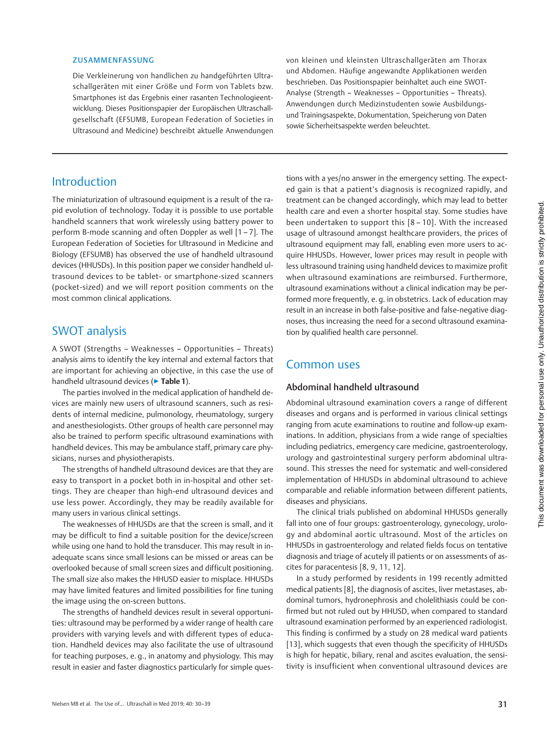## ZUSAMMENFASSUNG

Die Verkleinerung von handlichen zu handgeführten Ultraschallgeräten mit einer Größe und Form von Tablets bzw. Smartphones ist das Ergebnis einer rasanten Technologieentwicklung. Dieses Positionspapier der Europäischen Ultraschallgesellschaft (EFSUMB, European Federation of Societies in Ultrasound and Medicine) beschreibt aktuelle Anwendungen von kleinen und kleinsten Ultraschallgeräten am Thorax und Abdomen. Häufige angewandte Applikationen werden beschrieben. Das Positionspapier beinhaltet auch eine SWOT-Analyse (Strength – Weaknesses – Opportunities – Threats). Anwendungen durch Medizinstudenten sowie Ausbildungs- und Trainingsaspekte, Dokumentation, Speicherung von Daten sowie Sicherheitsaspekte werden beleuchtet.

# Introduction

The miniaturization of ultrasound equipment is a result of the rapid evolution of technology. Today it is possible to use portable handheld scanners that work wirelessly using battery power to perform B-mode scanning and often Doppler as well [1 – 7]. The European Federation of Societies for Ultrasound in Medicine and Biology (EFSUMB) has observed the use of handheld ultrasound devices (HHUSDs). In this position paper we consider handheld ultrasound devices to be tablet- or smartphone-sized scanners (pocket-sized) and we will report position comments on the most common clinical applications.

# SWOT analysis

A SWOT (Strengths – Weaknesses – Opportunities – Threats) analysis aims to identify the key internal and external factors that are important for achieving an objective, in this case the use of handheld ultrasound devices (▶ **Table 1**).

The parties involved in the medical application of handheld devices are mainly new users of ultrasound scanners, such as residents of internal medicine, pulmonology, rheumatology, surgery and anesthesiologists. Other groups of health care personnel may also be trained to perform specific ultrasound examinations with handheld devices. This may be ambulance staff, primary care physicians, nurses and physiotherapists.

The strengths of handheld ultrasound devices are that they are easy to transport in a pocket both in in-hospital and other settings. They are cheaper than high-end ultrasound devices and use less power. Accordingly, they may be readily available for many users in various clinical settings.

The weaknesses of HHUSDs are that the screen is small, and it may be difficult to find a suitable position for the device/screen while using one hand to hold the transducer. This may result in inadequate scans since small lesions can be missed or areas can be overlooked because of small screen sizes and difficult positioning. The small size also makes the HHUSD easier to misplace. HHUSDs may have limited features and limited possibilities for fine tuning the image using the on-screen buttons.

The strengths of handheld devices result in several opportunities: ultrasound may be performed by a wider range of health care providers with varying levels and with different types of education. Handheld devices may also facilitate the use of ultrasound for teaching purposes, e. g., in anatomy and physiology. This may result in easier and faster diagnostics particularly for simple questions with a yes/no answer in the emergency setting. The expected gain is that a patient's diagnosis is recognized rapidly, and treatment can be changed accordingly, which may lead to better health care and even a shorter hospital stay. Some studies have been undertaken to support this [8 – 10]. With the increased usage of ultrasound amongst healthcare providers, the prices of ultrasound equipment may fall, enabling even more users to acquire HHUSDs. However, lower prices may result in people with less ultrasound training using handheld devices to maximize profit when ultrasound examinations are reimbursed. Furthermore, ultrasound examinations without a clinical indication may be performed more frequently, e. g. in obstetrics. Lack of education may result in an increase in both false-positive and false-negative diagnoses, thus increasing the need for a second ultrasound examination by qualified health care personnel.

# Common uses

## Abdominal handheld ultrasound

Abdominal ultrasound examination covers a range of different diseases and organs and is performed in various clinical settings ranging from acute examinations to routine and follow-up examinations. In addition, physicians from a wide range of specialties including pediatrics, emergency care medicine, gastroenterology, urology and gastrointestinal surgery perform abdominal ultrasound. This stresses the need for systematic and well-considered implementation of HHUSDs in abdominal ultrasound to achieve comparable and reliable information between different patients, diseases and physicians.

The clinical trials published on abdominal HHUSDs generally fall into one of four groups: gastroenterology, gynecology, urology and abdominal aortic ultrasound. Most of the articles on HHUSDs in gastroenterology and related fields focus on tentative diagnosis and triage of acutely ill patients or on assessments of ascites for paracentesis [8, 9, 11, 12].

In a study performed by residents in 199 recently admitted medical patients [8], the diagnosis of ascites, liver metastases, abdominal tumors, hydronephrosis and cholelithiasis could be confirmed but not ruled out by HHUSD, when compared to standard ultrasound examination performed by an experienced radiologist. This finding is confirmed by a study on 28 medical ward patients [13], which suggests that even though the specificity of HHUSDs is high for hepatic, biliary, renal and ascites evaluation, the sensitivity is insufficient when conventional ultrasound devices are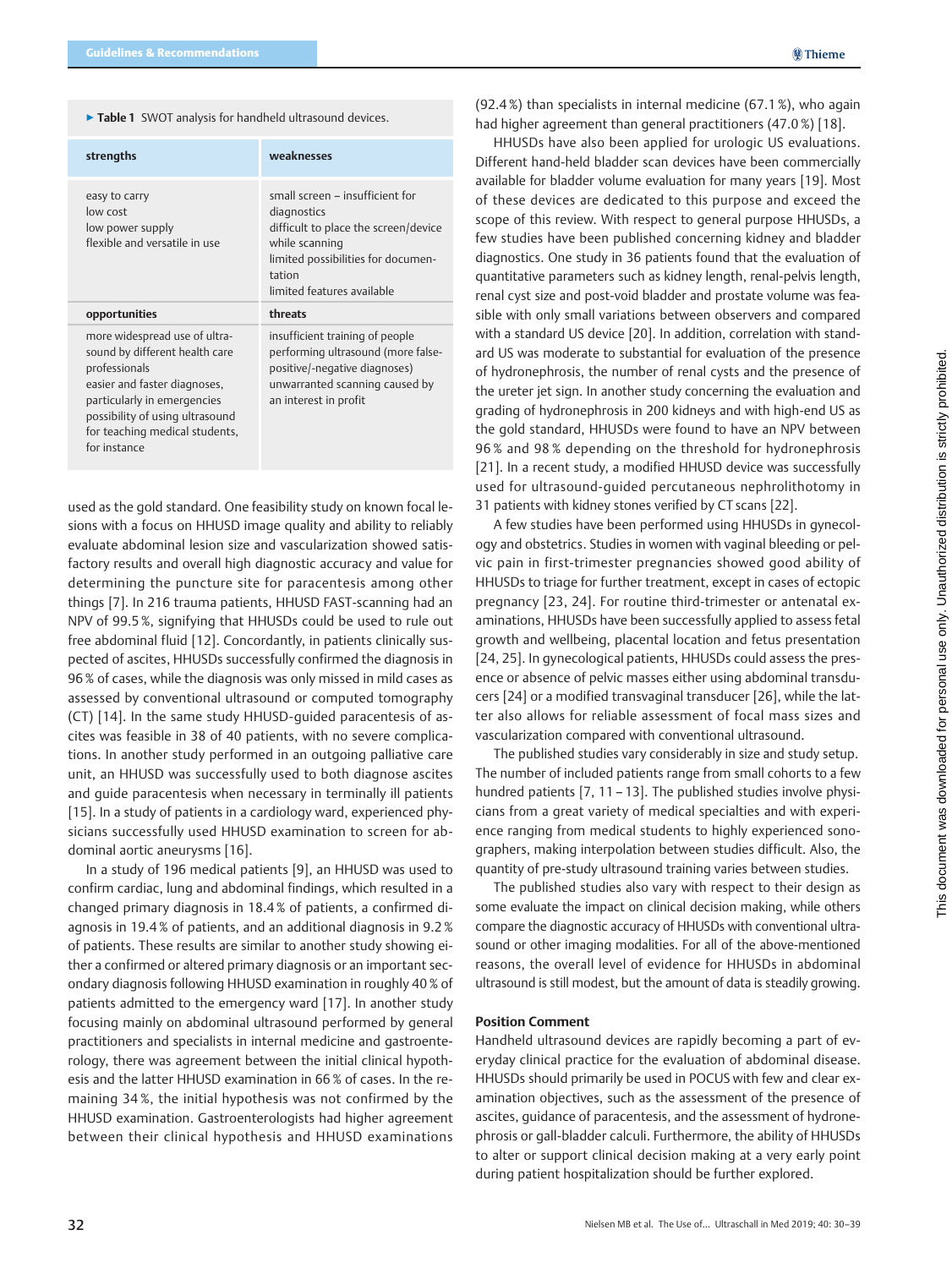▶ **Table 1** SWOT analysis for handheld ultrasound devices.

| strengths | weaknesses |
|---|---|
| easy to carry<br>low cost<br>low power supply<br>flexible and versatile in use | small screen – insufficient for diagnostics<br>difficult to place the screen/device while scanning<br>limited possibilities for documentation<br>limited features available |
| **opportunities** | **threats** |
| more widespread use of ultrasound by different health care professionals<br>easier and faster diagnoses, particularly in emergencies<br>possibility of using ultrasound for teaching medical students, for instance | insufficient training of people performing ultrasound (more false-positive/-negative diagnoses)<br>unwarranted scanning caused by an interest in profit |

used as the gold standard. One feasibility study on known focal lesions with a focus on HHUSD image quality and ability to reliably evaluate abdominal lesion size and vascularization showed satisfactory results and overall high diagnostic accuracy and value for determining the puncture site for paracentesis among other things [7]. In 216 trauma patients, HHUSD FAST-scanning had an NPV of 99.5 %, signifying that HHUSDs could be used to rule out free abdominal fluid [12]. Concordantly, in patients clinically suspected of ascites, HHUSDs successfully confirmed the diagnosis in 96 % of cases, while the diagnosis was only missed in mild cases as assessed by conventional ultrasound or computed tomography (CT) [14]. In the same study HHUSD-guided paracentesis of ascites was feasible in 38 of 40 patients, with no severe complications. In another study performed in an outgoing palliative care unit, an HHUSD was successfully used to both diagnose ascites and guide paracentesis when necessary in terminally ill patients [15]. In a study of patients in a cardiology ward, experienced physicians successfully used HHUSD examination to screen for abdominal aortic aneurysms [16].

In a study of 196 medical patients [9], an HHUSD was used to confirm cardiac, lung and abdominal findings, which resulted in a changed primary diagnosis in 18.4 % of patients, a confirmed diagnosis in 19.4 % of patients, and an additional diagnosis in 9.2 % of patients. These results are similar to another study showing either a confirmed or altered primary diagnosis or an important secondary diagnosis following HHUSD examination in roughly 40 % of patients admitted to the emergency ward [17]. In another study focusing mainly on abdominal ultrasound performed by general practitioners and specialists in internal medicine and gastroenterology, there was agreement between the initial clinical hypothesis and the latter HHUSD examination in 66 % of cases. In the remaining 34 %, the initial hypothesis was not confirmed by the HHUSD examination. Gastroenterologists had higher agreement between their clinical hypothesis and HHUSD examinations (92.4 %) than specialists in internal medicine (67.1 %), who again had higher agreement than general practitioners (47.0 %) [18].

HHUSDs have also been applied for urologic US evaluations. Different hand-held bladder scan devices have been commercially available for bladder volume evaluation for many years [19]. Most of these devices are dedicated to this purpose and exceed the scope of this review. With respect to general purpose HHUSDs, a few studies have been published concerning kidney and bladder diagnostics. One study in 36 patients found that the evaluation of quantitative parameters such as kidney length, renal-pelvis length, renal cyst size and post-void bladder and prostate volume was feasible with only small variations between observers and compared with a standard US device [20]. In addition, correlation with standard US was moderate to substantial for evaluation of the presence of hydronephrosis, the number of renal cysts and the presence of the ureter jet sign. In another study concerning the evaluation and grading of hydronephrosis in 200 kidneys and with high-end US as the gold standard, HHUSDs were found to have an NPV between 96 % and 98 % depending on the threshold for hydronephrosis [21]. In a recent study, a modified HHUSD device was successfully used for ultrasound-guided percutaneous nephrolithotomy in 31 patients with kidney stones verified by CT scans [22].

A few studies have been performed using HHUSDs in gynecology and obstetrics. Studies in women with vaginal bleeding or pelvic pain in first-trimester pregnancies showed good ability of HHUSDs to triage for further treatment, except in cases of ectopic pregnancy [23, 24]. For routine third-trimester or antenatal examinations, HHUSDs have been successfully applied to assess fetal growth and wellbeing, placental location and fetus presentation [24, 25]. In gynecological patients, HHUSDs could assess the presence or absence of pelvic masses either using abdominal transducers [24] or a modified transvaginal transducer [26], while the latter also allows for reliable assessment of focal mass sizes and vascularization compared with conventional ultrasound.

The published studies vary considerably in size and study setup. The number of included patients range from small cohorts to a few hundred patients [7, 11 – 13]. The published studies involve physicians from a great variety of medical specialties and with experience ranging from medical students to highly experienced sonographers, making interpolation between studies difficult. Also, the quantity of pre-study ultrasound training varies between studies.

The published studies also vary with respect to their design as some evaluate the impact on clinical decision making, while others compare the diagnostic accuracy of HHUSDs with conventional ultrasound or other imaging modalities. For all of the above-mentioned reasons, the overall level of evidence for HHUSDs in abdominal ultrasound is still modest, but the amount of data is steadily growing.

### Position Comment

Handheld ultrasound devices are rapidly becoming a part of everyday clinical practice for the evaluation of abdominal disease. HHUSDs should primarily be used in POCUS with few and clear examination objectives, such as the assessment of the presence of ascites, guidance of paracentesis, and the assessment of hydronephrosis or gall-bladder calculi. Furthermore, the ability of HHUSDs to alter or support clinical decision making at a very early point during patient hospitalization should be further explored.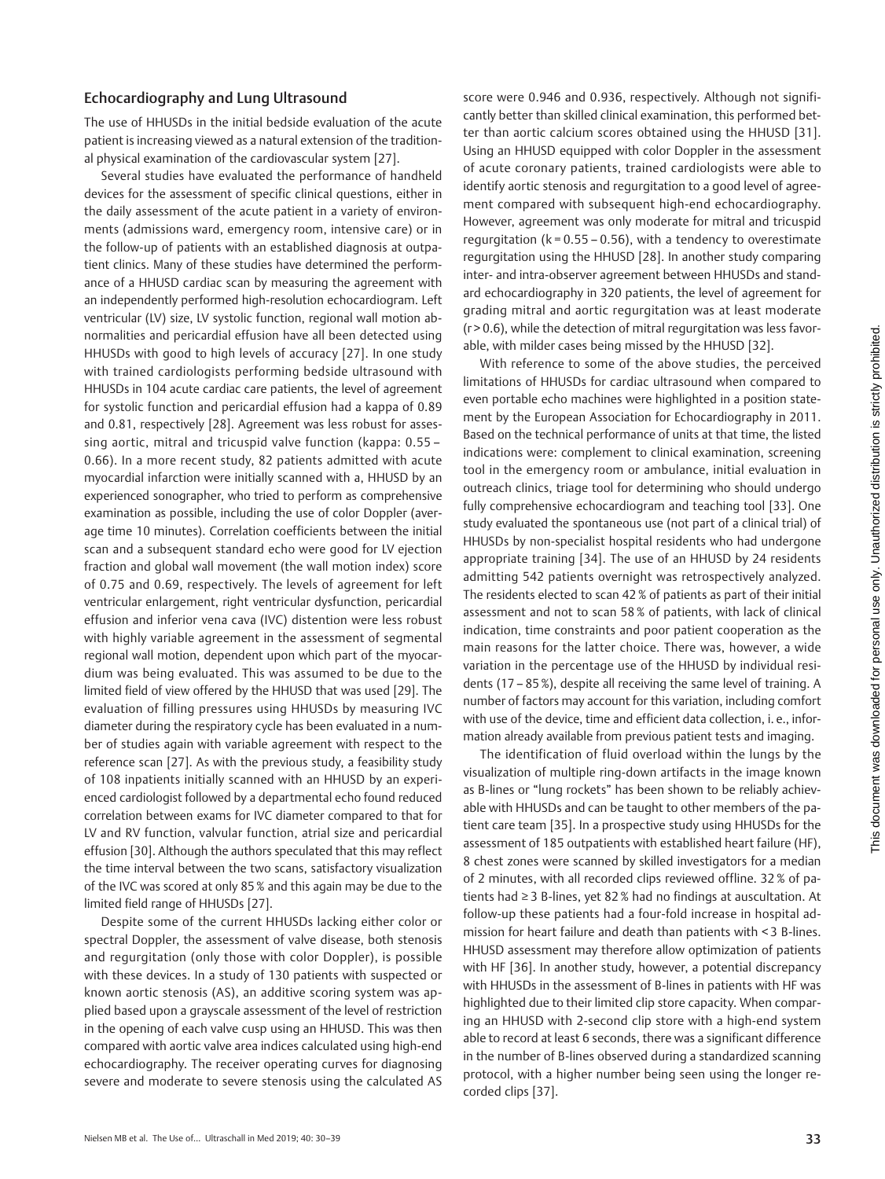## Echocardiography and Lung Ultrasound

The use of HHUSDs in the initial bedside evaluation of the acute patient is increasing viewed as a natural extension of the traditional physical examination of the cardiovascular system [27].

Several studies have evaluated the performance of handheld devices for the assessment of specific clinical questions, either in the daily assessment of the acute patient in a variety of environments (admissions ward, emergency room, intensive care) or in the follow-up of patients with an established diagnosis at outpatient clinics. Many of these studies have determined the performance of a HHUSD cardiac scan by measuring the agreement with an independently performed high-resolution echocardiogram. Left ventricular (LV) size, LV systolic function, regional wall motion abnormalities and pericardial effusion have all been detected using HHUSDs with good to high levels of accuracy [27]. In one study with trained cardiologists performing bedside ultrasound with HHUSDs in 104 acute cardiac care patients, the level of agreement for systolic function and pericardial effusion had a kappa of 0.89 and 0.81, respectively [28]. Agreement was less robust for assessing aortic, mitral and tricuspid valve function (kappa: 0.55 – 0.66). In a more recent study, 82 patients admitted with acute myocardial infarction were initially scanned with a, HHUSD by an experienced sonographer, who tried to perform as comprehensive examination as possible, including the use of color Doppler (average time 10 minutes). Correlation coefficients between the initial scan and a subsequent standard echo were good for LV ejection fraction and global wall movement (the wall motion index) score of 0.75 and 0.69, respectively. The levels of agreement for left ventricular enlargement, right ventricular dysfunction, pericardial effusion and inferior vena cava (IVC) distention were less robust with highly variable agreement in the assessment of segmental regional wall motion, dependent upon which part of the myocardium was being evaluated. This was assumed to be due to the limited field of view offered by the HHUSD that was used [29]. The evaluation of filling pressures using HHUSDs by measuring IVC diameter during the respiratory cycle has been evaluated in a number of studies again with variable agreement with respect to the reference scan [27]. As with the previous study, a feasibility study of 108 inpatients initially scanned with an HHUSD by an experienced cardiologist followed by a departmental echo found reduced correlation between exams for IVC diameter compared to that for LV and RV function, valvular function, atrial size and pericardial effusion [30]. Although the authors speculated that this may reflect the time interval between the two scans, satisfactory visualization of the IVC was scored at only 85 % and this again may be due to the limited field range of HHUSDs [27].

Despite some of the current HHUSDs lacking either color or spectral Doppler, the assessment of valve disease, both stenosis and regurgitation (only those with color Doppler), is possible with these devices. In a study of 130 patients with suspected or known aortic stenosis (AS), an additive scoring system was applied based upon a grayscale assessment of the level of restriction in the opening of each valve cusp using an HHUSD. This was then compared with aortic valve area indices calculated using high-end echocardiography. The receiver operating curves for diagnosing severe and moderate to severe stenosis using the calculated AS score were 0.946 and 0.936, respectively. Although not significantly better than skilled clinical examination, this performed better than aortic calcium scores obtained using the HHUSD [31]. Using an HHUSD equipped with color Doppler in the assessment of acute coronary patients, trained cardiologists were able to identify aortic stenosis and regurgitation to a good level of agreement compared with subsequent high-end echocardiography. However, agreement was only moderate for mitral and tricuspid regurgitation ($k = 0.55 – 0.56$), with a tendency to overestimate regurgitation using the HHUSD [28]. In another study comparing inter- and intra-observer agreement between HHUSDs and standard echocardiography in 320 patients, the level of agreement for grading mitral and aortic regurgitation was at least moderate ($r > 0.6$), while the detection of mitral regurgitation was less favorable, with milder cases being missed by the HHUSD [32].

With reference to some of the above studies, the perceived limitations of HHUSDs for cardiac ultrasound when compared to even portable echo machines were highlighted in a position statement by the European Association for Echocardiography in 2011. Based on the technical performance of units at that time, the listed indications were: complement to clinical examination, screening tool in the emergency room or ambulance, initial evaluation in outreach clinics, triage tool for determining who should undergo fully comprehensive echocardiogram and teaching tool [33]. One study evaluated the spontaneous use (not part of a clinical trial) of HHUSDs by non-specialist hospital residents who had undergone appropriate training [34]. The use of an HHUSD by 24 residents admitting 542 patients overnight was retrospectively analyzed. The residents elected to scan 42 % of patients as part of their initial assessment and not to scan 58 % of patients, with lack of clinical indication, time constraints and poor patient cooperation as the main reasons for the latter choice. There was, however, a wide variation in the percentage use of the HHUSD by individual residents (17 – 85 %), despite all receiving the same level of training. A number of factors may account for this variation, including comfort with use of the device, time and efficient data collection, i. e., information already available from previous patient tests and imaging.

The identification of fluid overload within the lungs by the visualization of multiple ring-down artifacts in the image known as B-lines or "lung rockets" has been shown to be reliably achievable with HHUSDs and can be taught to other members of the patient care team [35]. In a prospective study using HHUSDs for the assessment of 185 outpatients with established heart failure (HF), 8 chest zones were scanned by skilled investigators for a median of 2 minutes, with all recorded clips reviewed offline. 32 % of patients had ≥ 3 B-lines, yet 82 % had no findings at auscultation. At follow-up these patients had a four-fold increase in hospital admission for heart failure and death than patients with < 3 B-lines. HHUSD assessment may therefore allow optimization of patients with HF [36]. In another study, however, a potential discrepancy with HHUSDs in the assessment of B-lines in patients with HF was highlighted due to their limited clip store capacity. When comparing an HHUSD with 2-second clip store with a high-end system able to record at least 6 seconds, there was a significant difference in the number of B-lines observed during a standardized scanning protocol, with a higher number being seen using the longer recorded clips [37].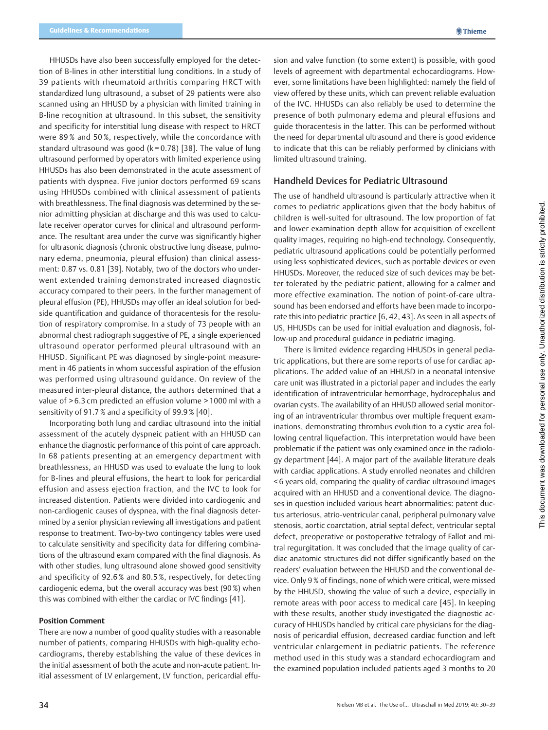HHUSDs have also been successfully employed for the detection of B-lines in other interstitial lung conditions. In a study of 39 patients with rheumatoid arthritis comparing HRCT with standardized lung ultrasound, a subset of 29 patients were also scanned using an HHUSD by a physician with limited training in B-line recognition at ultrasound. In this subset, the sensitivity and specificity for interstitial lung disease with respect to HRCT were 89 % and 50 %, respectively, while the concordance with standard ultrasound was good (k = 0.78) [38]. The value of lung ultrasound performed by operators with limited experience using HHUSDs has also been demonstrated in the acute assessment of patients with dyspnea. Five junior doctors performed 69 scans using HHUSDs combined with clinical assessment of patients with breathlessness. The final diagnosis was determined by the senior admitting physician at discharge and this was used to calculate receiver operator curves for clinical and ultrasound performance. The resultant area under the curve was significantly higher for ultrasonic diagnosis (chronic obstructive lung disease, pulmonary edema, pneumonia, pleural effusion) than clinical assessment: 0.87 vs. 0.81 [39]. Notably, two of the doctors who underwent extended training demonstrated increased diagnostic accuracy compared to their peers. In the further management of pleural effusion (PE), HHUSDs may offer an ideal solution for bedside quantification and guidance of thoracentesis for the resolution of respiratory compromise. In a study of 73 people with an abnormal chest radiograph suggestive of PE, a single experienced ultrasound operator performed pleural ultrasound with an HHUSD. Significant PE was diagnosed by single-point measurement in 46 patients in whom successful aspiration of the effusion was performed using ultrasound guidance. On review of the measured inter-pleural distance, the authors determined that a value of > 6.3 cm predicted an effusion volume > 1000 ml with a sensitivity of 91.7 % and a specificity of 99.9 % [40].

Incorporating both lung and cardiac ultrasound into the initial assessment of the acutely dyspneic patient with an HHUSD can enhance the diagnostic performance of this point of care approach. In 68 patients presenting at an emergency department with breathlessness, an HHUSD was used to evaluate the lung to look for B-lines and pleural effusions, the heart to look for pericardial effusion and assess ejection fraction, and the IVC to look for increased distention. Patients were divided into cardiogenic and non-cardiogenic causes of dyspnea, with the final diagnosis determined by a senior physician reviewing all investigations and patient response to treatment. Two-by-two contingency tables were used to calculate sensitivity and specificity data for differing combinations of the ultrasound exam compared with the final diagnosis. As with other studies, lung ultrasound alone showed good sensitivity and specificity of 92.6 % and 80.5 %, respectively, for detecting cardiogenic edema, but the overall accuracy was best (90 %) when this was combined with either the cardiac or IVC findings [41].

#### Position Comment

There are now a number of good quality studies with a reasonable number of patients, comparing HHUSDs with high-quality echocardiograms, thereby establishing the value of these devices in the initial assessment of both the acute and non-acute patient. Initial assessment of LV enlargement, LV function, pericardial effusion and valve function (to some extent) is possible, with good levels of agreement with departmental echocardiograms. However, some limitations have been highlighted: namely the field of view offered by these units, which can prevent reliable evaluation of the IVC. HHUSDs can also reliably be used to determine the presence of both pulmonary edema and pleural effusions and guide thoracentesis in the latter. This can be performed without the need for departmental ultrasound and there is good evidence to indicate that this can be reliably performed by clinicians with limited ultrasound training.

## Handheld Devices for Pediatric Ultrasound

The use of handheld ultrasound is particularly attractive when it comes to pediatric applications given that the body habitus of children is well-suited for ultrasound. The low proportion of fat and lower examination depth allow for acquisition of excellent quality images, requiring no high-end technology. Consequently, pediatric ultrasound applications could be potentially performed using less sophisticated devices, such as portable devices or even HHUSDs. Moreover, the reduced size of such devices may be better tolerated by the pediatric patient, allowing for a calmer and more effective examination. The notion of point-of-care ultrasound has been endorsed and efforts have been made to incorporate this into pediatric practice [6, 42, 43]. As seen in all aspects of US, HHUSDs can be used for initial evaluation and diagnosis, follow-up and procedural guidance in pediatric imaging.

There is limited evidence regarding HHUSDs in general pediatric applications, but there are some reports of use for cardiac applications. The added value of an HHUSD in a neonatal intensive care unit was illustrated in a pictorial paper and includes the early identification of intraventricular hemorrhage, hydrocephalus and ovarian cysts. The availability of an HHUSD allowed serial monitoring of an intraventricular thrombus over multiple frequent examinations, demonstrating thrombus evolution to a cystic area following central liquefaction. This interpretation would have been problematic if the patient was only examined once in the radiology department [44]. A major part of the available literature deals with cardiac applications. A study enrolled neonates and children < 6 years old, comparing the quality of cardiac ultrasound images acquired with an HHUSD and a conventional device. The diagnoses in question included various heart abnormalities: patent ductus arteriosus, atrio-ventricular canal, peripheral pulmonary valve stenosis, aortic coarctation, atrial septal defect, ventricular septal defect, preoperative or postoperative tetralogy of Fallot and mitral regurgitation. It was concluded that the image quality of cardiac anatomic structures did not differ significantly based on the readers' evaluation between the HHUSD and the conventional device. Only 9 % of findings, none of which were critical, were missed by the HHUSD, showing the value of such a device, especially in remote areas with poor access to medical care [45]. In keeping with these results, another study investigated the diagnostic accuracy of HHUSDs handled by critical care physicians for the diagnosis of pericardial effusion, decreased cardiac function and left ventricular enlargement in pediatric patients. The reference method used in this study was a standard echocardiogram and the examined population included patients aged 3 months to 20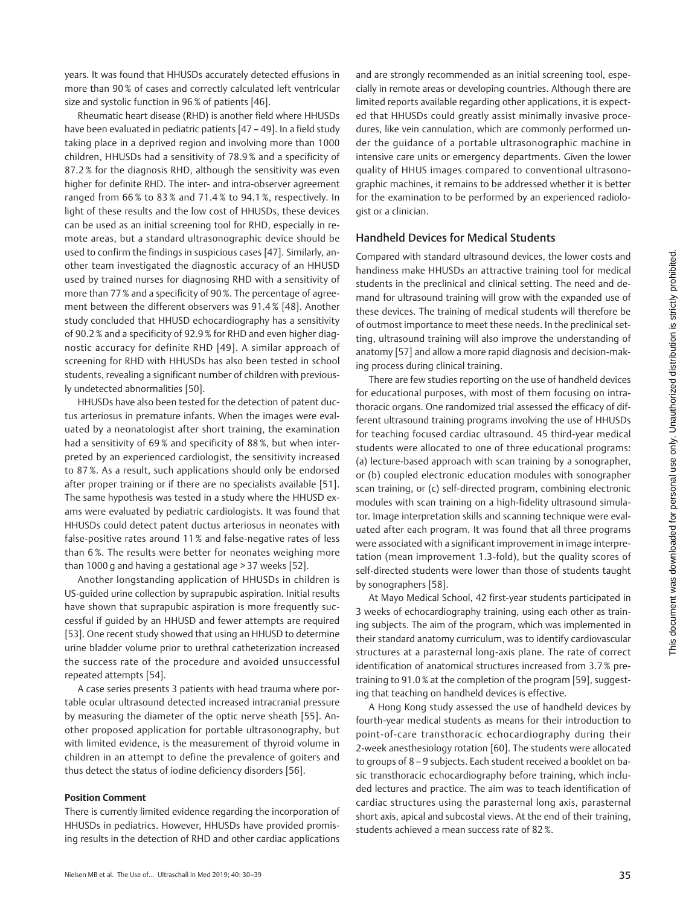years. It was found that HHUSDs accurately detected effusions in more than 90 % of cases and correctly calculated left ventricular size and systolic function in 96 % of patients [46].

Rheumatic heart disease (RHD) is another field where HHUSDs have been evaluated in pediatric patients [47 – 49]. In a field study taking place in a deprived region and involving more than 1000 children, HHUSDs had a sensitivity of 78.9 % and a specificity of 87.2 % for the diagnosis RHD, although the sensitivity was even higher for definite RHD. The inter- and intra-observer agreement ranged from 66 % to 83 % and 71.4 % to 94.1 %, respectively. In light of these results and the low cost of HHUSDs, these devices can be used as an initial screening tool for RHD, especially in remote areas, but a standard ultrasonographic device should be used to confirm the findings in suspicious cases [47]. Similarly, another team investigated the diagnostic accuracy of an HHUSD used by trained nurses for diagnosing RHD with a sensitivity of more than 77 % and a specificity of 90 %. The percentage of agreement between the different observers was 91.4 % [48]. Another study concluded that HHUSD echocardiography has a sensitivity of 90.2 % and a specificity of 92.9 % for RHD and even higher diagnostic accuracy for definite RHD [49]. A similar approach of screening for RHD with HHUSDs has also been tested in school students, revealing a significant number of children with previously undetected abnormalities [50].

HHUSDs have also been tested for the detection of patent ductus arteriosus in premature infants. When the images were evaluated by a neonatologist after short training, the examination had a sensitivity of 69 % and specificity of 88 %, but when interpreted by an experienced cardiologist, the sensitivity increased to 87 %. As a result, such applications should only be endorsed after proper training or if there are no specialists available [51]. The same hypothesis was tested in a study where the HHUSD exams were evaluated by pediatric cardiologists. It was found that HHUSDs could detect patent ductus arteriosus in neonates with false-positive rates around 11 % and false-negative rates of less than 6 %. The results were better for neonates weighing more than 1000 g and having a gestational age > 37 weeks [52].

Another longstanding application of HHUSDs in children is US-guided urine collection by suprapubic aspiration. Initial results have shown that suprapubic aspiration is more frequently successful if guided by an HHUSD and fewer attempts are required [53]. One recent study showed that using an HHUSD to determine urine bladder volume prior to urethral catheterization increased the success rate of the procedure and avoided unsuccessful repeated attempts [54].

A case series presents 3 patients with head trauma where portable ocular ultrasound detected increased intracranial pressure by measuring the diameter of the optic nerve sheath [55]. Another proposed application for portable ultrasonography, but with limited evidence, is the measurement of thyroid volume in children in an attempt to define the prevalence of goiters and thus detect the status of iodine deficiency disorders [56].

#### Position Comment

There is currently limited evidence regarding the incorporation of HHUSDs in pediatrics. However, HHUSDs have provided promising results in the detection of RHD and other cardiac applications and are strongly recommended as an initial screening tool, especially in remote areas or developing countries. Although there are limited reports available regarding other applications, it is expected that HHUSDs could greatly assist minimally invasive procedures, like vein cannulation, which are commonly performed under the guidance of a portable ultrasonographic machine in intensive care units or emergency departments. Given the lower quality of HHUS images compared to conventional ultrasonographic machines, it remains to be addressed whether it is better for the examination to be performed by an experienced radiologist or a clinician.

## Handheld Devices for Medical Students

Compared with standard ultrasound devices, the lower costs and handiness make HHUSDs an attractive training tool for medical students in the preclinical and clinical setting. The need and demand for ultrasound training will grow with the expanded use of these devices. The training of medical students will therefore be of outmost importance to meet these needs. In the preclinical setting, ultrasound training will also improve the understanding of anatomy [57] and allow a more rapid diagnosis and decision-making process during clinical training.

There are few studies reporting on the use of handheld devices for educational purposes, with most of them focusing on intrathoracic organs. One randomized trial assessed the efficacy of different ultrasound training programs involving the use of HHUSDs for teaching focused cardiac ultrasound. 45 third-year medical students were allocated to one of three educational programs: (a) lecture-based approach with scan training by a sonographer, or (b) coupled electronic education modules with sonographer scan training, or (c) self-directed program, combining electronic modules with scan training on a high-fidelity ultrasound simulator. Image interpretation skills and scanning technique were evaluated after each program. It was found that all three programs were associated with a significant improvement in image interpretation (mean improvement 1.3-fold), but the quality scores of self-directed students were lower than those of students taught by sonographers [58].

At Mayo Medical School, 42 first-year students participated in 3 weeks of echocardiography training, using each other as training subjects. The aim of the program, which was implemented in their standard anatomy curriculum, was to identify cardiovascular structures at a parasternal long-axis plane. The rate of correct identification of anatomical structures increased from 3.7 % pretraining to 91.0 % at the completion of the program [59], suggesting that teaching on handheld devices is effective.

A Hong Kong study assessed the use of handheld devices by fourth-year medical students as means for their introduction to point-of-care transthoracic echocardiography during their 2-week anesthesiology rotation [60]. The students were allocated to groups of 8 – 9 subjects. Each student received a booklet on basic transthoracic echocardiography before training, which included lectures and practice. The aim was to teach identification of cardiac structures using the parasternal long axis, parasternal short axis, apical and subcostal views. At the end of their training, students achieved a mean success rate of 82 %.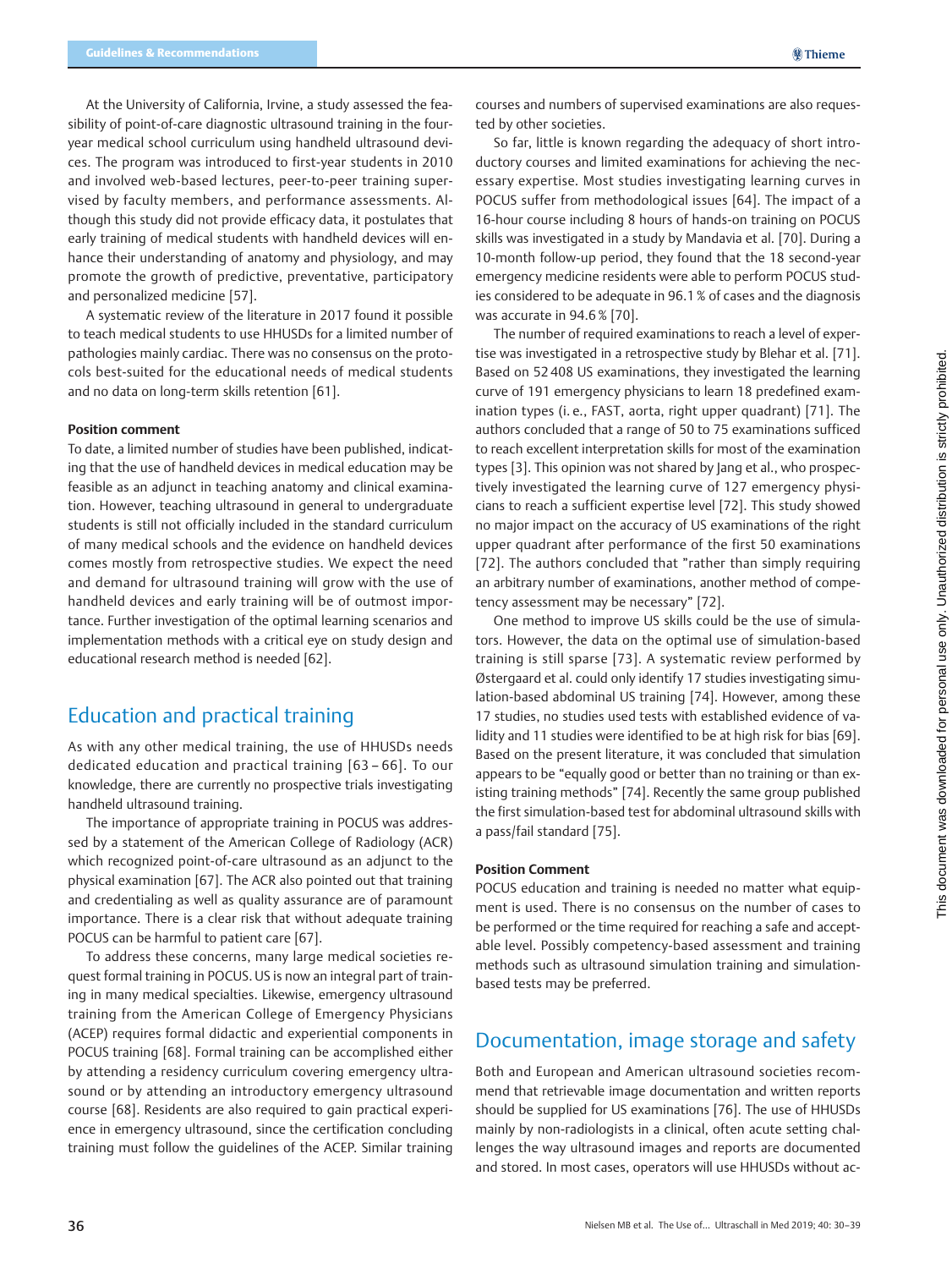At the University of California, Irvine, a study assessed the feasibility of point-of-care diagnostic ultrasound training in the four-year medical school curriculum using handheld ultrasound devices. The program was introduced to first-year students in 2010 and involved web-based lectures, peer-to-peer training supervised by faculty members, and performance assessments. Although this study did not provide efficacy data, it postulates that early training of medical students with handheld devices will enhance their understanding of anatomy and physiology, and may promote the growth of predictive, preventative, participatory and personalized medicine [57].

A systematic review of the literature in 2017 found it possible to teach medical students to use HHUSDs for a limited number of pathologies mainly cardiac. There was no consensus on the protocols best-suited for the educational needs of medical students and no data on long-term skills retention [61].

#### Position comment

To date, a limited number of studies have been published, indicating that the use of handheld devices in medical education may be feasible as an adjunct in teaching anatomy and clinical examination. However, teaching ultrasound in general to undergraduate students is still not officially included in the standard curriculum of many medical schools and the evidence on handheld devices comes mostly from retrospective studies. We expect the need and demand for ultrasound training will grow with the use of handheld devices and early training will be of outmost importance. Further investigation of the optimal learning scenarios and implementation methods with a critical eye on study design and educational research method is needed [62].

## Education and practical training

As with any other medical training, the use of HHUSDs needs dedicated education and practical training [63 – 66]. To our knowledge, there are currently no prospective trials investigating handheld ultrasound training.

The importance of appropriate training in POCUS was addressed by a statement of the American College of Radiology (ACR) which recognized point-of-care ultrasound as an adjunct to the physical examination [67]. The ACR also pointed out that training and credentialing as well as quality assurance are of paramount importance. There is a clear risk that without adequate training POCUS can be harmful to patient care [67].

To address these concerns, many large medical societies request formal training in POCUS. US is now an integral part of training in many medical specialties. Likewise, emergency ultrasound training from the American College of Emergency Physicians (ACEP) requires formal didactic and experiential components in POCUS training [68]. Formal training can be accomplished either by attending a residency curriculum covering emergency ultrasound or by attending an introductory emergency ultrasound course [68]. Residents are also required to gain practical experience in emergency ultrasound, since the certification concluding training must follow the guidelines of the ACEP. Similar training courses and numbers of supervised examinations are also requested by other societies.

So far, little is known regarding the adequacy of short introductory courses and limited examinations for achieving the necessary expertise. Most studies investigating learning curves in POCUS suffer from methodological issues [64]. The impact of a 16-hour course including 8 hours of hands-on training on POCUS skills was investigated in a study by Mandavia et al. [70]. During a 10-month follow-up period, they found that the 18 second-year emergency medicine residents were able to perform POCUS studies considered to be adequate in 96.1 % of cases and the diagnosis was accurate in 94.6 % [70].

The number of required examinations to reach a level of expertise was investigated in a retrospective study by Blehar et al. [71]. Based on 52 408 US examinations, they investigated the learning curve of 191 emergency physicians to learn 18 predefined examination types (i. e., FAST, aorta, right upper quadrant) [71]. The authors concluded that a range of 50 to 75 examinations sufficed to reach excellent interpretation skills for most of the examination types [3]. This opinion was not shared by Jang et al., who prospectively investigated the learning curve of 127 emergency physicians to reach a sufficient expertise level [72]. This study showed no major impact on the accuracy of US examinations of the right upper quadrant after performance of the first 50 examinations [72]. The authors concluded that "rather than simply requiring an arbitrary number of examinations, another method of competency assessment may be necessary" [72].

One method to improve US skills could be the use of simulators. However, the data on the optimal use of simulation-based training is still sparse [73]. A systematic review performed by Østergaard et al. could only identify 17 studies investigating simulation-based abdominal US training [74]. However, among these 17 studies, no studies used tests with established evidence of validity and 11 studies were identified to be at high risk for bias [69]. Based on the present literature, it was concluded that simulation appears to be "equally good or better than no training or than existing training methods" [74]. Recently the same group published the first simulation-based test for abdominal ultrasound skills with a pass/fail standard [75].

#### Position Comment

POCUS education and training is needed no matter what equipment is used. There is no consensus on the number of cases to be performed or the time required for reaching a safe and acceptable level. Possibly competency-based assessment and training methods such as ultrasound simulation training and simulation-based tests may be preferred.

## Documentation, image storage and safety

Both and European and American ultrasound societies recommend that retrievable image documentation and written reports should be supplied for US examinations [76]. The use of HHUSDs mainly by non-radiologists in a clinical, often acute setting challenges the way ultrasound images and reports are documented and stored. In most cases, operators will use HHUSDs without ac-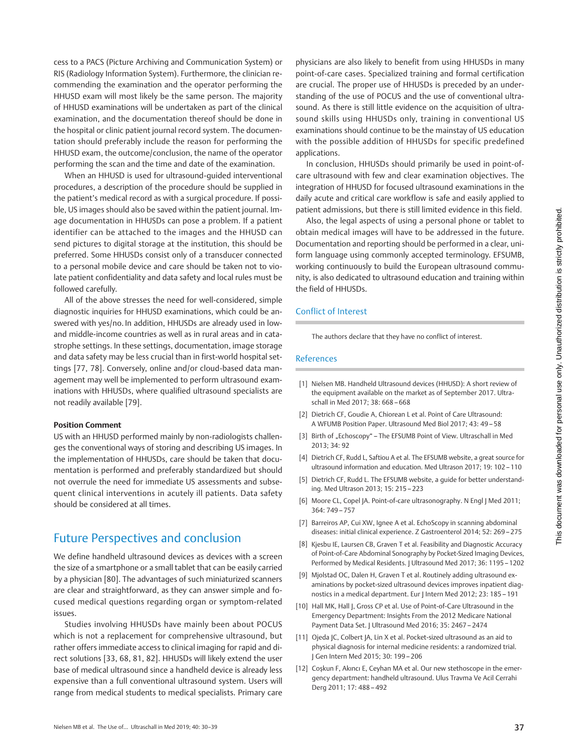cess to a PACS (Picture Archiving and Communication System) or RIS (Radiology Information System). Furthermore, the clinician recommending the examination and the operator performing the HHUSD exam will most likely be the same person. The majority of HHUSD examinations will be undertaken as part of the clinical examination, and the documentation thereof should be done in the hospital or clinic patient journal record system. The documentation should preferably include the reason for performing the HHUSD exam, the outcome/conclusion, the name of the operator performing the scan and the time and date of the examination.

When an HHUSD is used for ultrasound-guided interventional procedures, a description of the procedure should be supplied in the patient's medical record as with a surgical procedure. If possible, US images should also be saved within the patient journal. Image documentation in HHUSDs can pose a problem. If a patient identifier can be attached to the images and the HHUSD can send pictures to digital storage at the institution, this should be preferred. Some HHUSDs consist only of a transducer connected to a personal mobile device and care should be taken not to violate patient confidentiality and data safety and local rules must be followed carefully.

All of the above stresses the need for well-considered, simple diagnostic inquiries for HHUSD examinations, which could be answered with yes/no. In addition, HHUSDs are already used in low- and middle-income countries as well as in rural areas and in catastrophe settings. In these settings, documentation, image storage and data safety may be less crucial than in first-world hospital settings [77, 78]. Conversely, online and/or cloud-based data management may well be implemented to perform ultrasound examinations with HHUSDs, where qualified ultrasound specialists are not readily available [79].

**Position Comment**

US with an HHUSD performed mainly by non-radiologists challenges the conventional ways of storing and describing US images. In the implementation of HHUSDs, care should be taken that documentation is performed and preferably standardized but should not overrule the need for immediate US assessments and subsequent clinical interventions in acutely ill patients. Data safety should be considered at all times.

## Future Perspectives and conclusion

We define handheld ultrasound devices as devices with a screen the size of a smartphone or a small tablet that can be easily carried by a physician [80]. The advantages of such miniaturized scanners are clear and straightforward, as they can answer simple and focused medical questions regarding organ or symptom-related issues.

Studies involving HHUSDs have mainly been about POCUS which is not a replacement for comprehensive ultrasound, but rather offers immediate access to clinical imaging for rapid and direct solutions [33, 68, 81, 82]. HHUSDs will likely extend the user base of medical ultrasound since a handheld device is already less expensive than a full conventional ultrasound system. Users will range from medical students to medical specialists. Primary care physicians are also likely to benefit from using HHUSDs in many point-of-care cases. Specialized training and formal certification are crucial. The proper use of HHUSDs is preceded by an understanding of the use of POCUS and the use of conventional ultrasound. As there is still little evidence on the acquisition of ultrasound skills using HHUSDs only, training in conventional US examinations should continue to be the mainstay of US education with the possible addition of HHUSDs for specific predefined applications.

In conclusion, HHUSDs should primarily be used in point-of-care ultrasound with few and clear examination objectives. The integration of HHUSD for focused ultrasound examinations in the daily acute and critical care workflow is safe and easily applied to patient admissions, but there is still limited evidence in this field.

Also, the legal aspects of using a personal phone or tablet to obtain medical images will have to be addressed in the future. Documentation and reporting should be performed in a clear, uniform language using commonly accepted terminology. EFSUMB, working continuously to build the European ultrasound community, is also dedicated to ultrasound education and training within the field of HHUSDs.

## Conflict of Interest

The authors declare that they have no conflict of interest.

## References

[1] Nielsen MB. Handheld Ultrasound devices (HHUSD): A short review of the equipment available on the market as of September 2017. Ultraschall in Med 2017; 38: 668 – 668

[2] Dietrich CF, Goudie A, Chiorean L et al. Point of Care Ultrasound: A WFUMB Position Paper. Ultrasound Med Biol 2017; 43: 49 – 58

[3] Birth of „Echoscopy" – The EFSUMB Point of View. Ultraschall in Med 2013; 34: 92

[4] Dietrich CF, Rudd L, Saftiou A et al. The EFSUMB website, a great source for ultrasound information and education. Med Ultrason 2017; 19: 102 – 110

[5] Dietrich CF, Rudd L. The EFSUMB website, a guide for better understanding. Med Ultrason 2013; 15: 215 – 223

[6] Moore CL, Copel JA. Point-of-care ultrasonography. N Engl J Med 2011; 364: 749 – 757

[7] Barreiros AP, Cui XW, Ignee A et al. EchoScopy in scanning abdominal diseases: initial clinical experience. Z Gastroenterol 2014; 52: 269 – 275

[8] Kjesbu IE, Laursen CB, Graven T et al. Feasibility and Diagnostic Accuracy of Point-of-Care Abdominal Sonography by Pocket-Sized Imaging Devices, Performed by Medical Residents. J Ultrasound Med 2017; 36: 1195 – 1202

[9] Mjolstad OC, Dalen H, Graven T et al. Routinely adding ultrasound examinations by pocket-sized ultrasound devices improves inpatient diagnostics in a medical department. Eur J Intern Med 2012; 23: 185 – 191

[10] Hall MK, Hall J, Gross CP et al. Use of Point-of-Care Ultrasound in the Emergency Department: Insights From the 2012 Medicare National Payment Data Set. J Ultrasound Med 2016; 35: 2467 – 2474

[11] Ojeda JC, Colbert JA, Lin X et al. Pocket-sized ultrasound as an aid to physical diagnosis for internal medicine residents: a randomized trial. J Gen Intern Med 2015; 30: 199 – 206

[12] Coşkun F, Akıncı E, Ceyhan MA et al. Our new stethoscope in the emergency department: handheld ultrasound. Ulus Travma Ve Acil Cerrahi Derg 2011; 17: 488 – 492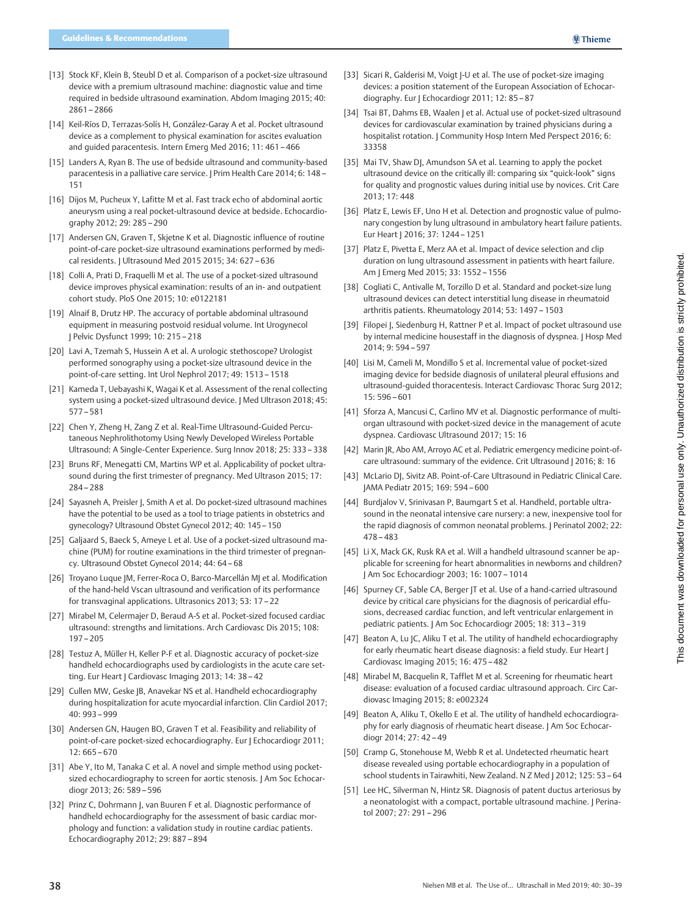[13] Stock KF, Klein B, Steubl D et al. Comparison of a pocket-size ultrasound device with a premium ultrasound machine: diagnostic value and time required in bedside ultrasound examination. Abdom Imaging 2015; 40: 2861 – 2866

[14] Keil-Ríos D, Terrazas-Solís H, González-Garay A et al. Pocket ultrasound device as a complement to physical examination for ascites evaluation and guided paracentesis. Intern Emerg Med 2016; 11: 461 – 466

[15] Landers A, Ryan B. The use of bedside ultrasound and community-based paracentesis in a palliative care service. J Prim Health Care 2014; 6: 148 – 151

[16] Dijos M, Pucheux Y, Lafitte M et al. Fast track echo of abdominal aortic aneurysm using a real pocket-ultrasound device at bedside. Echocardiography 2012; 29: 285 – 290

[17] Andersen GN, Graven T, Skjetne K et al. Diagnostic influence of routine point-of-care pocket-size ultrasound examinations performed by medical residents. J Ultrasound Med 2015 2015; 34: 627 – 636

[18] Colli A, Prati D, Fraquelli M et al. The use of a pocket-sized ultrasound device improves physical examination: results of an in- and outpatient cohort study. PloS One 2015; 10: e0122181

[19] Alnaif B, Drutz HP. The accuracy of portable abdominal ultrasound equipment in measuring postvoid residual volume. Int Urogynecol J Pelvic Dysfunct 1999; 10: 215 – 218

[20] Lavi A, Tzemah S, Hussein A et al. A urologic stethoscope? Urologist performed sonography using a pocket-size ultrasound device in the point-of-care setting. Int Urol Nephrol 2017; 49: 1513 – 1518

[21] Kameda T, Uebayashi K, Wagai K et al. Assessment of the renal collecting system using a pocket-sized ultrasound device. J Med Ultrason 2018; 45: 577 – 581

[22] Chen Y, Zheng H, Zang Z et al. Real-Time Ultrasound-Guided Percutaneous Nephrolithotomy Using Newly Developed Wireless Portable Ultrasound: A Single-Center Experience. Surg Innov 2018; 25: 333 – 338

[23] Bruns RF, Menegatti CM, Martins WP et al. Applicability of pocket ultrasound during the first trimester of pregnancy. Med Ultrason 2015; 17: 284 – 288

[24] Sayasneh A, Preisler J, Smith A et al. Do pocket-sized ultrasound machines have the potential to be used as a tool to triage patients in obstetrics and gynecology? Ultrasound Obstet Gynecol 2012; 40: 145 – 150

[25] Galjaard S, Baeck S, Ameye L et al. Use of a pocket-sized ultrasound machine (PUM) for routine examinations in the third trimester of pregnancy. Ultrasound Obstet Gynecol 2014; 44: 64 – 68

[26] Troyano Luque JM, Ferrer-Roca O, Barco-Marcellán MJ et al. Modification of the hand-held Vscan ultrasound and verification of its performance for transvaginal applications. Ultrasonics 2013; 53: 17 – 22

[27] Mirabel M, Celermajer D, Beraud A-S et al. Pocket-sized focused cardiac ultrasound: strengths and limitations. Arch Cardiovasc Dis 2015; 108: 197 – 205

[28] Testuz A, Müller H, Keller P-F et al. Diagnostic accuracy of pocket-size handheld echocardiographs used by cardiologists in the acute care setting. Eur Heart J Cardiovasc Imaging 2013; 14: 38 – 42

[29] Cullen MW, Geske JB, Anavekar NS et al. Handheld echocardiography during hospitalization for acute myocardial infarction. Clin Cardiol 2017; 40: 993 – 999

[30] Andersen GN, Haugen BO, Graven T et al. Feasibility and reliability of point-of-care pocket-sized echocardiography. Eur J Echocardiogr 2011; 12: 665 – 670

[31] Abe Y, Ito M, Tanaka C et al. A novel and simple method using pocket-sized echocardiography to screen for aortic stenosis. J Am Soc Echocardiogr 2013; 26: 589 – 596

[32] Prinz C, Dohrmann J, van Buuren F et al. Diagnostic performance of handheld echocardiography for the assessment of basic cardiac morphology and function: a validation study in routine cardiac patients. Echocardiography 2012; 29: 887 – 894

[33] Sicari R, Galderisi M, Voigt J-U et al. The use of pocket-size imaging devices: a position statement of the European Association of Echocardiography. Eur J Echocardiogr 2011; 12: 85 – 87

[34] Tsai BT, Dahms EB, Waalen J et al. Actual use of pocket-sized ultrasound devices for cardiovascular examination by trained physicians during a hospitalist rotation. J Community Hosp Intern Med Perspect 2016; 6: 33358

[35] Mai TV, Shaw DJ, Amundson SA et al. Learning to apply the pocket ultrasound device on the critically ill: comparing six "quick-look" signs for quality and prognostic values during initial use by novices. Crit Care 2013; 17: 448

[36] Platz E, Lewis EF, Uno H et al. Detection and prognostic value of pulmonary congestion by lung ultrasound in ambulatory heart failure patients. Eur Heart J 2016; 37: 1244 – 1251

[37] Platz E, Pivetta E, Merz AA et al. Impact of device selection and clip duration on lung ultrasound assessment in patients with heart failure. Am J Emerg Med 2015; 33: 1552 – 1556

[38] Cogliati C, Antivalle M, Torzillo D et al. Standard and pocket-size lung ultrasound devices can detect interstitial lung disease in rheumatoid arthritis patients. Rheumatology 2014; 53: 1497 – 1503

[39] Filopei J, Siedenburg H, Rattner P et al. Impact of pocket ultrasound use by internal medicine housestaff in the diagnosis of dyspnea. J Hosp Med 2014; 9: 594 – 597

[40] Lisi M, Cameli M, Mondillo S et al. Incremental value of pocket-sized imaging device for bedside diagnosis of unilateral pleural effusions and ultrasound-guided thoracentesis. Interact Cardiovasc Thorac Surg 2012; 15: 596 – 601

[41] Sforza A, Mancusi C, Carlino MV et al. Diagnostic performance of multi-organ ultrasound with pocket-sized device in the management of acute dyspnea. Cardiovasc Ultrasound 2017; 15: 16

[42] Marin JR, Abo AM, Arroyo AC et al. Pediatric emergency medicine point-of-care ultrasound: summary of the evidence. Crit Ultrasound J 2016; 8: 16

[43] McLario DJ, Sivitz AB. Point-of-Care Ultrasound in Pediatric Clinical Care. JAMA Pediatr 2015; 169: 594 – 600

[44] Burdjalov V, Srinivasan P, Baumgart S et al. Handheld, portable ultrasound in the neonatal intensive care nursery: a new, inexpensive tool for the rapid diagnosis of common neonatal problems. J Perinatol 2002; 22: 478 – 483

[45] Li X, Mack GK, Rusk RA et al. Will a handheld ultrasound scanner be applicable for screening for heart abnormalities in newborns and children? J Am Soc Echocardiogr 2003; 16: 1007 – 1014

[46] Spurney CF, Sable CA, Berger JT et al. Use of a hand-carried ultrasound device by critical care physicians for the diagnosis of pericardial effusions, decreased cardiac function, and left ventricular enlargement in pediatric patients. J Am Soc Echocardiogr 2005; 18: 313 – 319

[47] Beaton A, Lu JC, Aliku T et al. The utility of handheld echocardiography for early rheumatic heart disease diagnosis: a field study. Eur Heart J Cardiovasc Imaging 2015; 16: 475 – 482

[48] Mirabel M, Bacquelin R, Tafflet M et al. Screening for rheumatic heart disease: evaluation of a focused cardiac ultrasound approach. Circ Cardiovasc Imaging 2015; 8: e002324

[49] Beaton A, Aliku T, Okello E et al. The utility of handheld echocardiography for early diagnosis of rheumatic heart disease. J Am Soc Echocardiogr 2014; 27: 42 – 49

[50] Cramp G, Stonehouse M, Webb R et al. Undetected rheumatic heart disease revealed using portable echocardiography in a population of school students in Tairawhiti, New Zealand. N Z Med J 2012; 125: 53 – 64

[51] Lee HC, Silverman N, Hintz SR. Diagnosis of patent ductus arteriosus by a neonatologist with a compact, portable ultrasound machine. J Perinatol 2007; 27: 291 – 296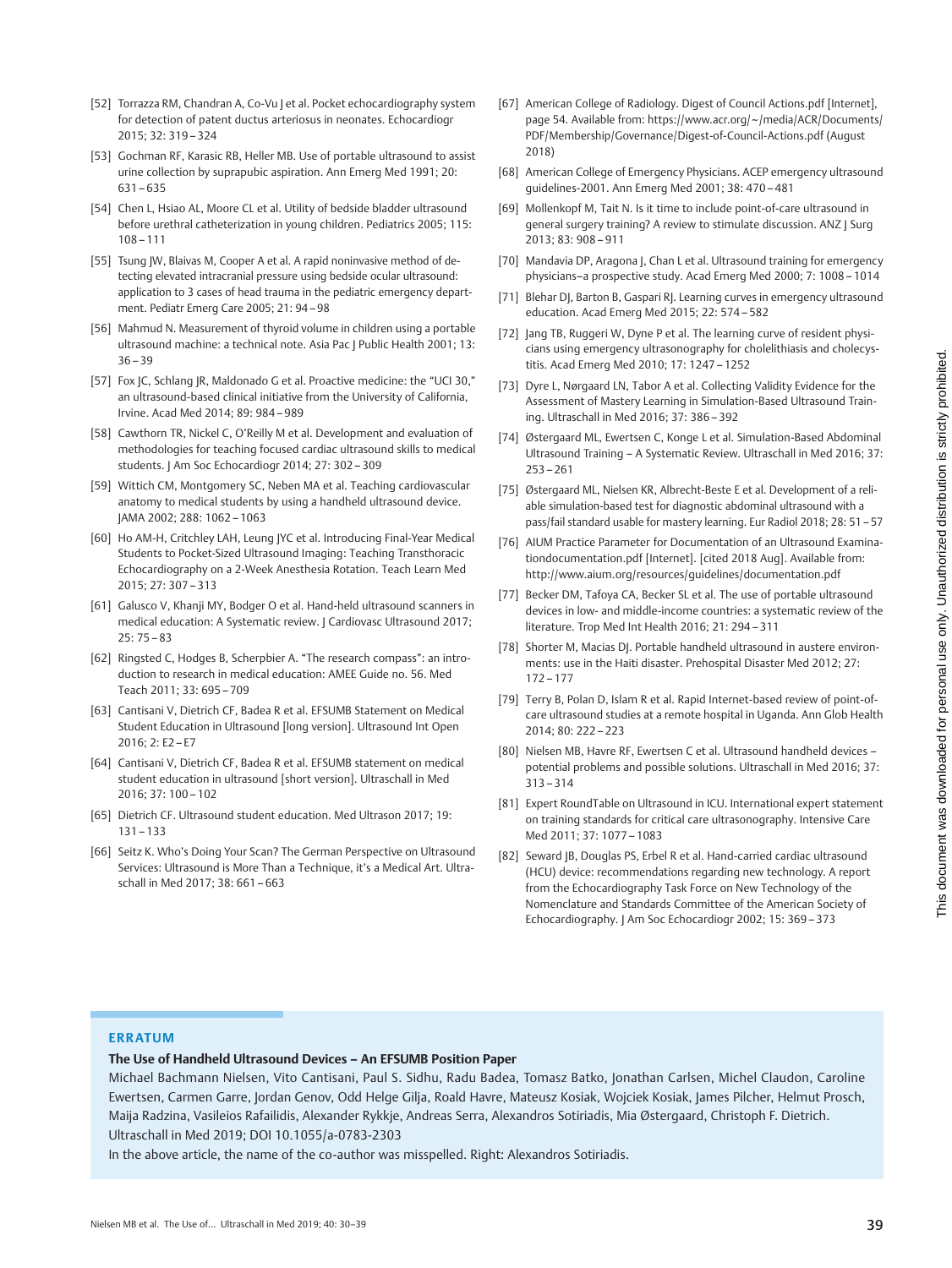[52] Torrazza RM, Chandran A, Co-Vu J et al. Pocket echocardiography system for detection of patent ductus arteriosus in neonates. Echocardiogr 2015; 32: 319 – 324

[53] Gochman RF, Karasic RB, Heller MB. Use of portable ultrasound to assist urine collection by suprapubic aspiration. Ann Emerg Med 1991; 20: 631 – 635

[54] Chen L, Hsiao AL, Moore CL et al. Utility of bedside bladder ultrasound before urethral catheterization in young children. Pediatrics 2005; 115: 108 – 111

[55] Tsung JW, Blaivas M, Cooper A et al. A rapid noninvasive method of detecting elevated intracranial pressure using bedside ocular ultrasound: application to 3 cases of head trauma in the pediatric emergency department. Pediatr Emerg Care 2005; 21: 94 – 98

[56] Mahmud N. Measurement of thyroid volume in children using a portable ultrasound machine: a technical note. Asia Pac J Public Health 2001; 13: 36 – 39

[57] Fox JC, Schlang JR, Maldonado G et al. Proactive medicine: the "UCI 30," an ultrasound-based clinical initiative from the University of California, Irvine. Acad Med 2014; 89: 984 – 989

[58] Cawthorn TR, Nickel C, O'Reilly M et al. Development and evaluation of methodologies for teaching focused cardiac ultrasound skills to medical students. J Am Soc Echocardiogr 2014; 27: 302 – 309

[59] Wittich CM, Montgomery SC, Neben MA et al. Teaching cardiovascular anatomy to medical students by using a handheld ultrasound device. JAMA 2002; 288: 1062 – 1063

[60] Ho AM-H, Critchley LAH, Leung JYC et al. Introducing Final-Year Medical Students to Pocket-Sized Ultrasound Imaging: Teaching Transthoracic Echocardiography on a 2-Week Anesthesia Rotation. Teach Learn Med 2015; 27: 307 – 313

[61] Galusco V, Khanji MY, Bodger O et al. Hand-held ultrasound scanners in medical education: A Systematic review. J Cardiovasc Ultrasound 2017; 25: 75 – 83

[62] Ringsted C, Hodges B, Scherpbier A. "The research compass": an introduction to research in medical education: AMEE Guide no. 56. Med Teach 2011; 33: 695 – 709

[63] Cantisani V, Dietrich CF, Badea R et al. EFSUMB Statement on Medical Student Education in Ultrasound [long version]. Ultrasound Int Open 2016; 2: E2 – E7

[64] Cantisani V, Dietrich CF, Badea R et al. EFSUMB statement on medical student education in ultrasound [short version]. Ultraschall in Med 2016; 37: 100 – 102

[65] Dietrich CF. Ultrasound student education. Med Ultrason 2017; 19: 131 – 133

[66] Seitz K. Who's Doing Your Scan? The German Perspective on Ultrasound Services: Ultrasound is More Than a Technique, it's a Medical Art. Ultraschall in Med 2017; 38: 661 – 663

[67] American College of Radiology. Digest of Council Actions.pdf [Internet], page 54. Available from: https://www.acr.org/~/media/ACR/Documents/PDF/Membership/Governance/Digest-of-Council-Actions.pdf (August 2018)

[68] American College of Emergency Physicians. ACEP emergency ultrasound guidelines-2001. Ann Emerg Med 2001; 38: 470 – 481

[69] Mollenkopf M, Tait N. Is it time to include point-of-care ultrasound in general surgery training? A review to stimulate discussion. ANZ J Surg 2013; 83: 908 – 911

[70] Mandavia DP, Aragona J, Chan L et al. Ultrasound training for emergency physicians–a prospective study. Acad Emerg Med 2000; 7: 1008 – 1014

[71] Blehar DJ, Barton B, Gaspari RJ. Learning curves in emergency ultrasound education. Acad Emerg Med 2015; 22: 574 – 582

[72] Jang TB, Ruggeri W, Dyne P et al. The learning curve of resident physicians using emergency ultrasonography for cholelithiasis and cholecystitis. Acad Emerg Med 2010; 17: 1247 – 1252

[73] Dyre L, Nørgaard LN, Tabor A et al. Collecting Validity Evidence for the Assessment of Mastery Learning in Simulation-Based Ultrasound Training. Ultraschall in Med 2016; 37: 386 – 392

[74] Østergaard ML, Ewertsen C, Konge L et al. Simulation-Based Abdominal Ultrasound Training – A Systematic Review. Ultraschall in Med 2016; 37: 253 – 261

[75] Østergaard ML, Nielsen KR, Albrecht-Beste E et al. Development of a reliable simulation-based test for diagnostic abdominal ultrasound with a pass/fail standard usable for mastery learning. Eur Radiol 2018; 28: 51 – 57

[76] AIUM Practice Parameter for Documentation of an Ultrasound Examinationdocumentation.pdf [Internet]. [cited 2018 Aug]. Available from: http://www.aium.org/resources/guidelines/documentation.pdf

[77] Becker DM, Tafoya CA, Becker SL et al. The use of portable ultrasound devices in low- and middle-income countries: a systematic review of the literature. Trop Med Int Health 2016; 21: 294 – 311

[78] Shorter M, Macias DJ. Portable handheld ultrasound in austere environments: use in the Haiti disaster. Prehospital Disaster Med 2012; 27: 172 – 177

[79] Terry B, Polan D, Islam R et al. Rapid Internet-based review of point-of-care ultrasound studies at a remote hospital in Uganda. Ann Glob Health 2014; 80: 222 – 223

[80] Nielsen MB, Havre RF, Ewertsen C et al. Ultrasound handheld devices – potential problems and possible solutions. Ultraschall in Med 2016; 37: 313 – 314

[81] Expert RoundTable on Ultrasound in ICU. International expert statement on training standards for critical care ultrasonography. Intensive Care Med 2011; 37: 1077 – 1083

[82] Seward JB, Douglas PS, Erbel R et al. Hand-carried cardiac ultrasound (HCU) device: recommendations regarding new technology. A report from the Echocardiography Task Force on New Technology of the Nomenclature and Standards Committee of the American Society of Echocardiography. J Am Soc Echocardiogr 2002; 15: 369 – 373

## ERRATUM

**The Use of Handheld Ultrasound Devices – An EFSUMB Position Paper**

Michael Bachmann Nielsen, Vito Cantisani, Paul S. Sidhu, Radu Badea, Tomasz Batko, Jonathan Carlsen, Michel Claudon, Caroline Ewertsen, Carmen Garre, Jordan Genov, Odd Helge Gilja, Roald Havre, Mateusz Kosiak, Wojciek Kosiak, James Pilcher, Helmut Prosch, Maija Radzina, Vasileios Rafailidis, Alexander Rykkje, Andreas Serra, Alexandros Sotiriadis, Mia Østergaard, Christoph F. Dietrich.
Ultraschall in Med 2019; DOI 10.1055/a-0783-2303

In the above article, the name of the co-author was misspelled. Right: Alexandros Sotiriadis.